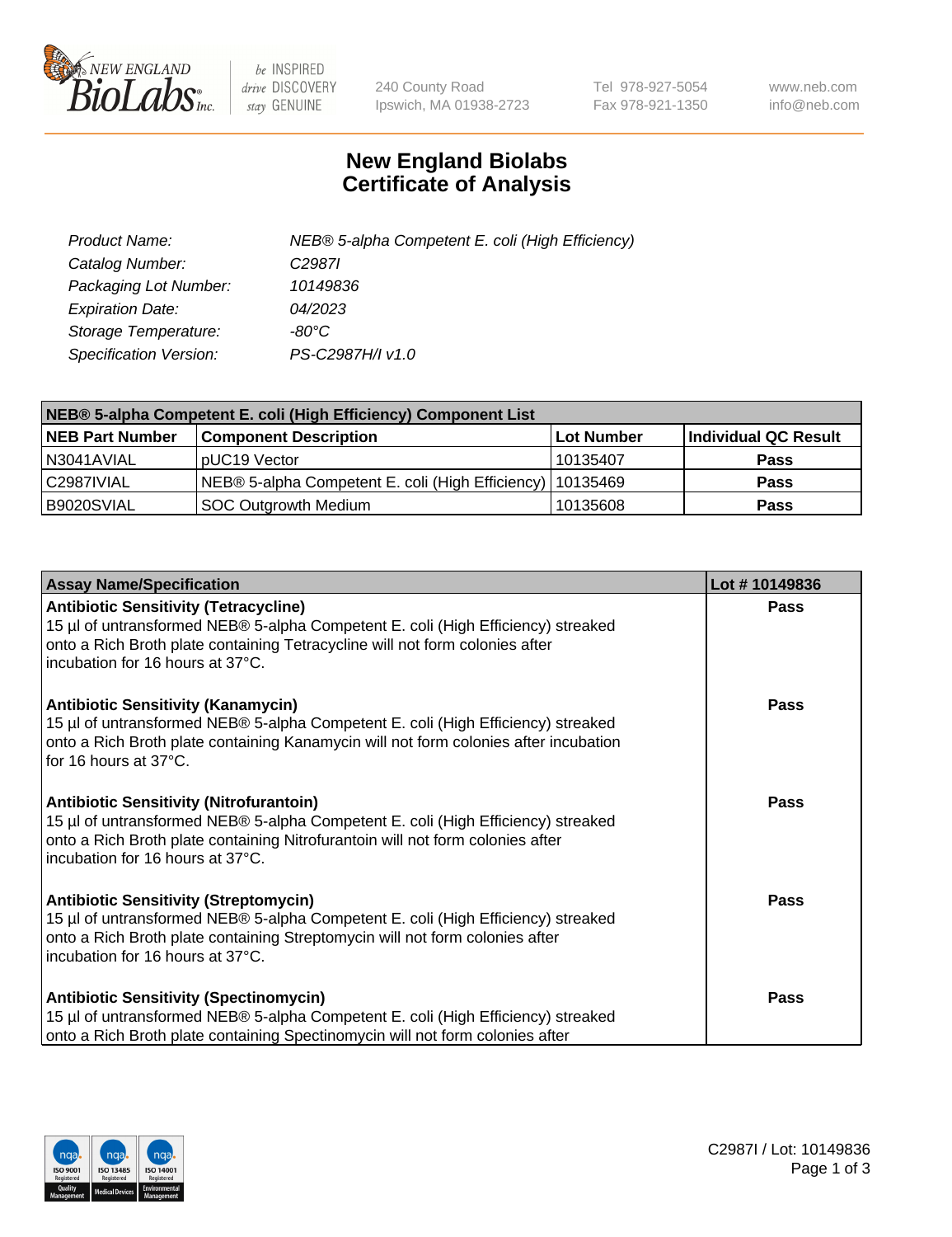# New England Biolabs
# Certificate of Analysis

| | |
|---|---|
| *Product Name:* | *NEB® 5-alpha Competent E. coli (High Efficiency)* |
| *Catalog Number:* | *C2987I* |
| *Packaging Lot Number:* | *10149836* |
| *Expiration Date:* | *04/2023* |
| *Storage Temperature:* | *-80°C* |
| *Specification Version:* | *PS-C2987H/I v1.0* |

| NEB® 5-alpha Competent E. coli (High Efficiency) Component List | | | |
|---|---|---|---|
| **NEB Part Number** | **Component Description** | **Lot Number** | **Individual QC Result** |
| N3041AVIAL | pUC19 Vector | 10135407 | **Pass** |
| C2987IVIAL | NEB® 5-alpha Competent E. coli (High Efficiency) | 10135469 | **Pass** |
| B9020SVIAL | SOC Outgrowth Medium | 10135608 | **Pass** |

| Assay Name/Specification | Lot # 10149836 |
|---|---|
| **Antibiotic Sensitivity (Tetracycline)**<br>15 µl of untransformed NEB® 5-alpha Competent E. coli (High Efficiency) streaked onto a Rich Broth plate containing Tetracycline will not form colonies after incubation for 16 hours at 37°C. | **Pass** |
| **Antibiotic Sensitivity (Kanamycin)**<br>15 µl of untransformed NEB® 5-alpha Competent E. coli (High Efficiency) streaked onto a Rich Broth plate containing Kanamycin will not form colonies after incubation for 16 hours at 37°C. | **Pass** |
| **Antibiotic Sensitivity (Nitrofurantoin)**<br>15 µl of untransformed NEB® 5-alpha Competent E. coli (High Efficiency) streaked onto a Rich Broth plate containing Nitrofurantoin will not form colonies after incubation for 16 hours at 37°C. | **Pass** |
| **Antibiotic Sensitivity (Streptomycin)**<br>15 µl of untransformed NEB® 5-alpha Competent E. coli (High Efficiency) streaked onto a Rich Broth plate containing Streptomycin will not form colonies after incubation for 16 hours at 37°C. | **Pass** |
| **Antibiotic Sensitivity (Spectinomycin)**<br>15 µl of untransformed NEB® 5-alpha Competent E. coli (High Efficiency) streaked onto a Rich Broth plate containing Spectinomycin will not form colonies after | **Pass** |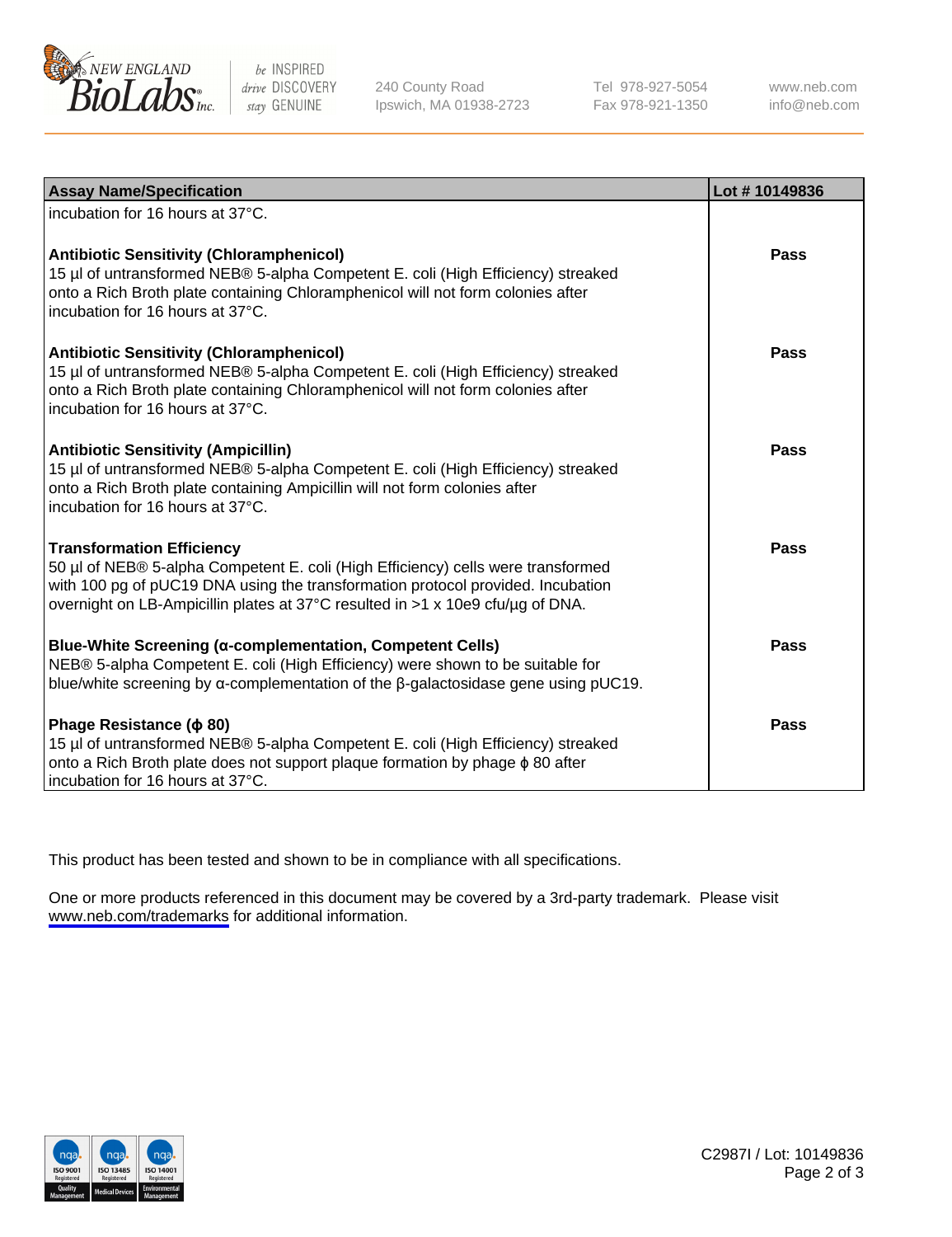| Assay Name/Specification | Lot # 10149836 |
|---|---|
| incubation for 16 hours at 37°C. | |
| **Antibiotic Sensitivity (Chloramphenicol)** 15 µl of untransformed NEB® 5-alpha Competent E. coli (High Efficiency) streaked onto a Rich Broth plate containing Chloramphenicol will not form colonies after incubation for 16 hours at 37°C. | Pass |
| **Antibiotic Sensitivity (Chloramphenicol)** 15 µl of untransformed NEB® 5-alpha Competent E. coli (High Efficiency) streaked onto a Rich Broth plate containing Chloramphenicol will not form colonies after incubation for 16 hours at 37°C. | Pass |
| **Antibiotic Sensitivity (Ampicillin)** 15 µl of untransformed NEB® 5-alpha Competent E. coli (High Efficiency) streaked onto a Rich Broth plate containing Ampicillin will not form colonies after incubation for 16 hours at 37°C. | Pass |
| **Transformation Efficiency** 50 µl of NEB® 5-alpha Competent E. coli (High Efficiency) cells were transformed with 100 pg of pUC19 DNA using the transformation protocol provided. Incubation overnight on LB-Ampicillin plates at 37°C resulted in >1 x 10e9 cfu/µg of DNA. | Pass |
| **Blue-White Screening (α-complementation, Competent Cells)** NEB® 5-alpha Competent E. coli (High Efficiency) were shown to be suitable for blue/white screening by α-complementation of the β-galactosidase gene using pUC19. | Pass |
| **Phage Resistance (ϕ 80)** 15 µl of untransformed NEB® 5-alpha Competent E. coli (High Efficiency) streaked onto a Rich Broth plate does not support plaque formation by phage ϕ 80 after incubation for 16 hours at 37°C. | Pass |

This product has been tested and shown to be in compliance with all specifications.

One or more products referenced in this document may be covered by a 3rd-party trademark. Please visit www.neb.com/trademarks for additional information.

C2987I / Lot: 10149836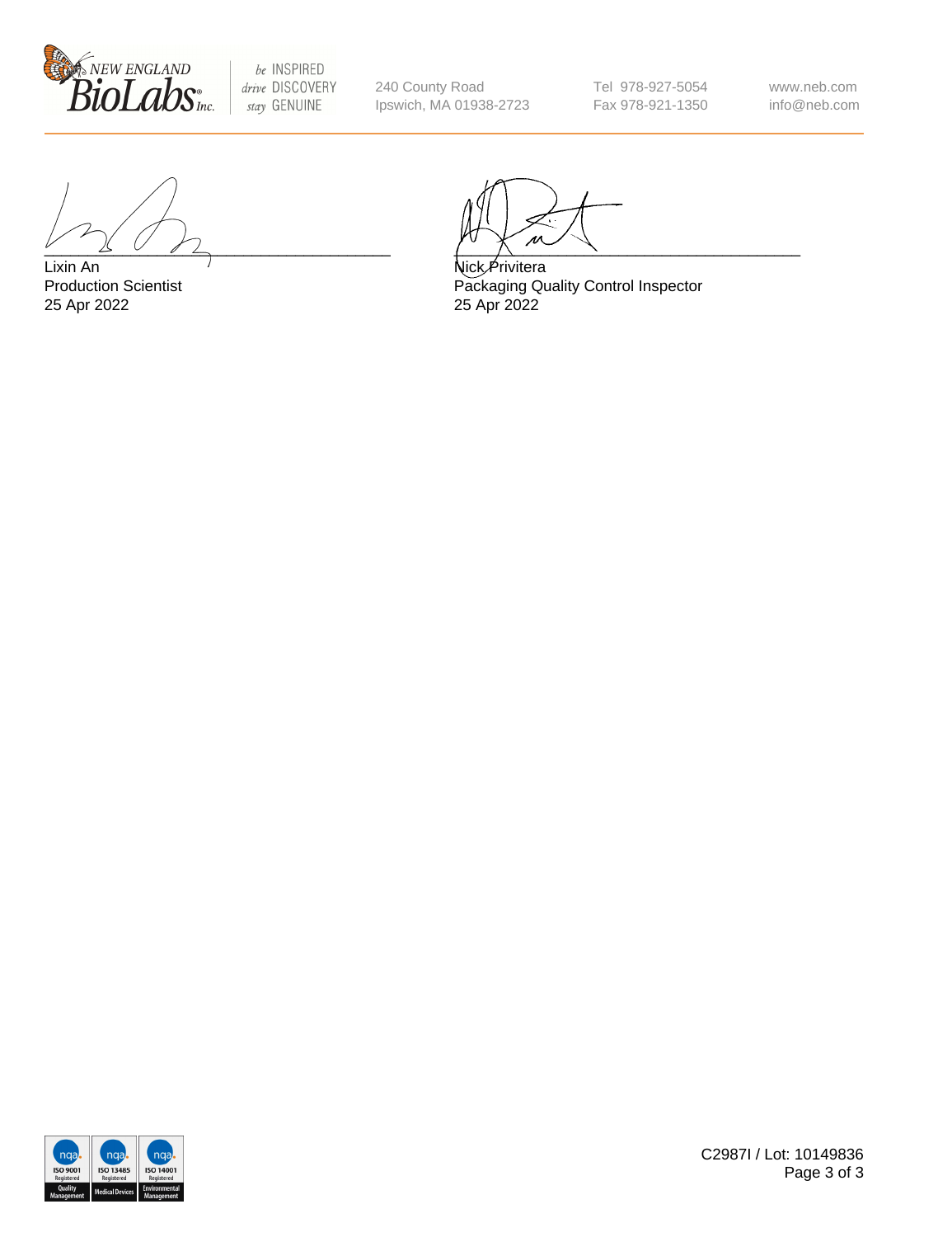Lixin An
Production Scientist
25 Apr 2022

Nick Privitera
Packaging Quality Control Inspector
25 Apr 2022

C2987I / Lot: 10149836